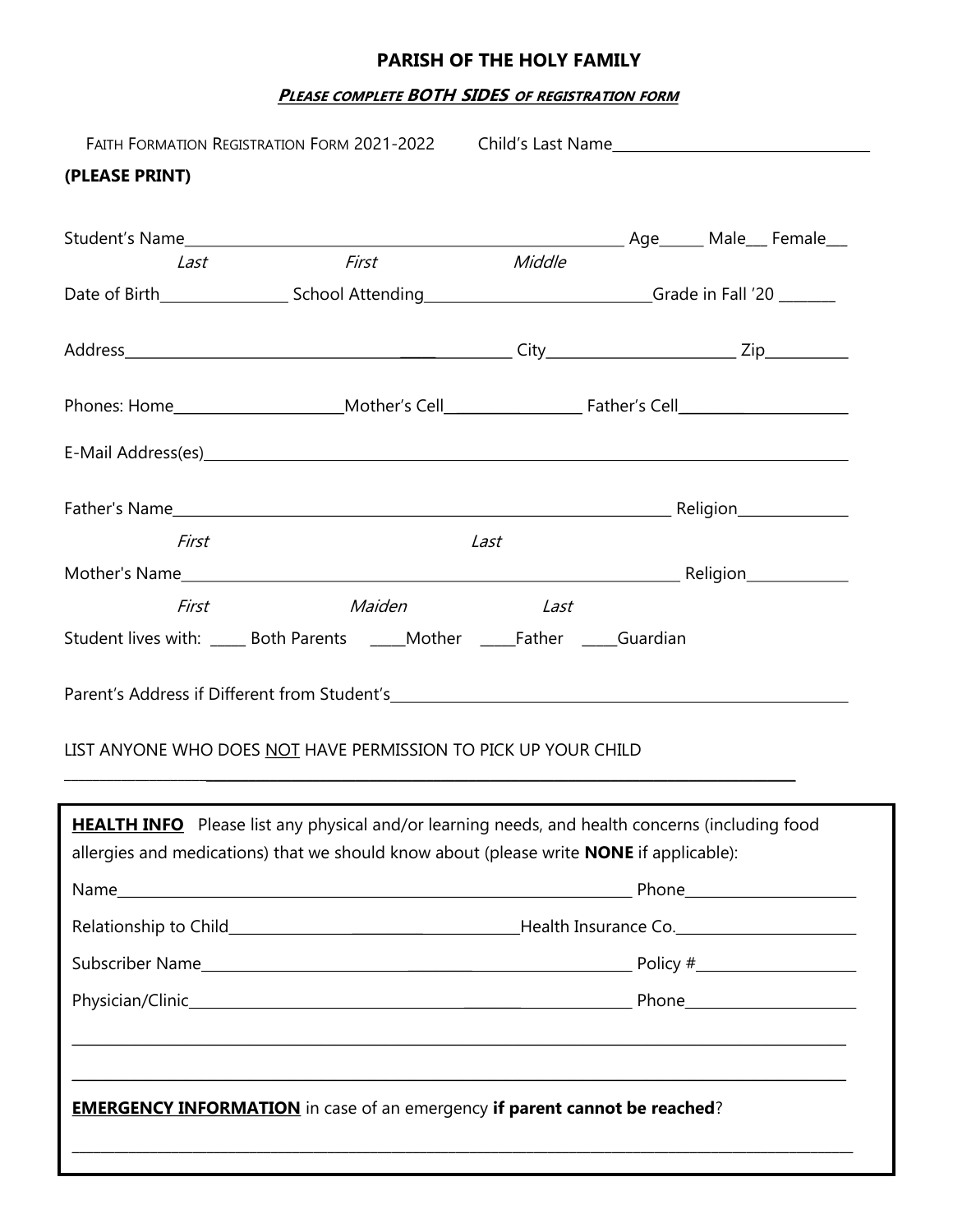# PARISH OF THE HOLY FAMILY

***PLEASE COMPLETE BOTH SIDES OF REGISTRATION FORM***

FAITH FORMATION REGISTRATION FORM 2021-2022 Child's Last Name________________________________

**(PLEASE PRINT)**

Student's Name________________________________________________ Age_____ Male___ Female___
*Last* *First* *Middle*

Date of Birth_______________ School Attending___________________________Grade in Fall '20 _______

Address_________________________________________ City_______________________ Zip__________

Phones: Home____________________Mother's Cell__________________ Father's Cell_____________________

E-Mail Address(es)______________________________________________________________________

Father's Name_______________________________________________________ Religion_____________
*First* *Last*

Mother's Name_______________________________________________________ Religion_____________
*First* *Maiden* *Last*

Student lives with: _____ Both Parents _____Mother _____Father _____Guardian

Parent's Address if Different from Student's_____________________________________________________

LIST ANYONE WHO DOES <u>NOT</u> HAVE PERMISSION TO PICK UP YOUR CHILD

__________________________________________________________________________________

**<u>HEALTH INFO</u>** Please list any physical and/or learning needs, and health concerns (including food allergies and medications) that we should know about (please write **NONE** if applicable):

Name_______________________________________________________________ Phone_____________________

Relationship to Child_______________________________________Health Insurance Co.______________________

Subscriber Name_____________________________________________________ Policy #____________________

Physician/Clinic_____________________________________________________ Phone_____________________

__________________________________________________________________________________

__________________________________________________________________________________

**<u>EMERGENCY INFORMATION</u>** in case of an emergency **if parent cannot be reached**?

__________________________________________________________________________________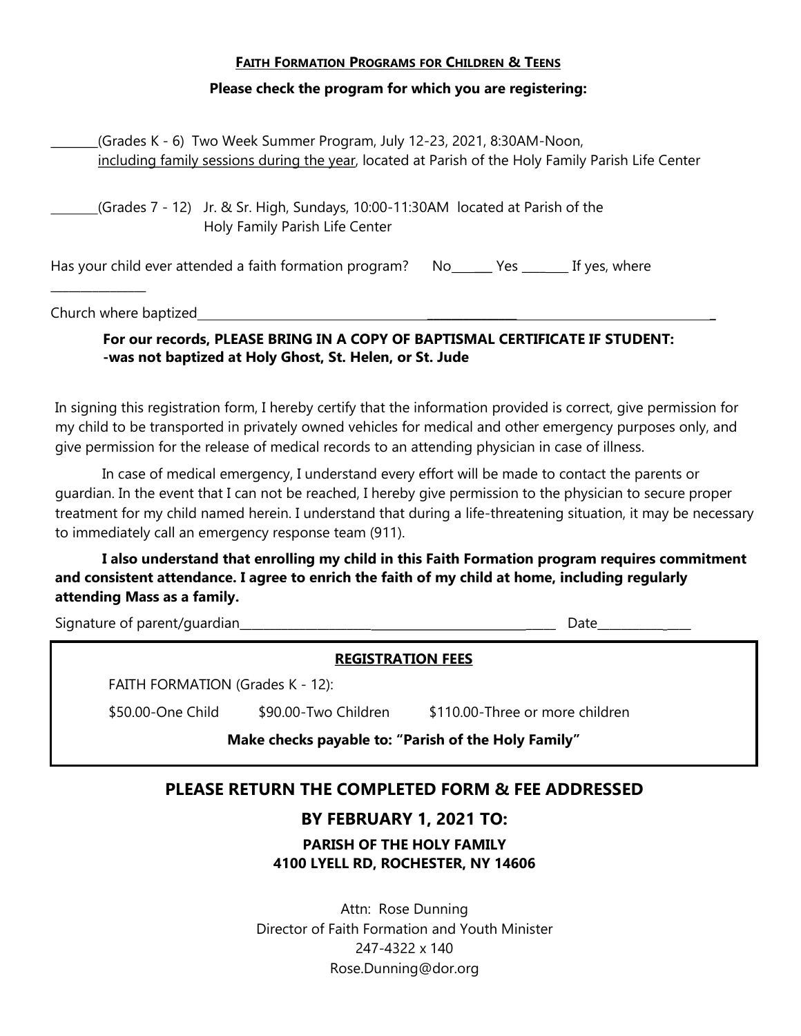**<u>FAITH FORMATION PROGRAMS FOR CHILDREN & TEENS</u>**

**Please check the program for which you are registering:**

________(Grades K - 6) Two Week Summer Program, July 12-23, 2021, 8:30AM-Noon, <u>including family sessions during the year</u>, located at Parish of the Holy Family Parish Life Center

________(Grades 7 - 12) Jr. & Sr. High, Sundays, 10:00-11:30AM located at Parish of the Holy Family Parish Life Center

Has your child ever attended a faith formation program? No_______ Yes ________ If yes, where _______________

Church where baptized_______________________________________________________________________________

**For our records, PLEASE BRING IN A COPY OF BAPTISMAL CERTIFICATE IF STUDENT:**
**-was not baptized at Holy Ghost, St. Helen, or St. Jude**

In signing this registration form, I hereby certify that the information provided is correct, give permission for my child to be transported in privately owned vehicles for medical and other emergency purposes only, and give permission for the release of medical records to an attending physician in case of illness.

In case of medical emergency, I understand every effort will be made to contact the parents or guardian. In the event that I can not be reached, I hereby give permission to the physician to secure proper treatment for my child named herein. I understand that during a life-threatening situation, it may be necessary to immediately call an emergency response team (911).

**I also understand that enrolling my child in this Faith Formation program requires commitment and consistent attendance. I agree to enrich the faith of my child at home, including regularly attending Mass as a family.**

Signature of parent/guardian____________________________________________________ Date________________

**<u>REGISTRATION FEES</u>**

FAITH FORMATION (Grades K - 12):

$50.00-One Child $90.00-Two Children $110.00-Three or more children

**Make checks payable to: "Parish of the Holy Family"**

## PLEASE RETURN THE COMPLETED FORM & FEE ADDRESSED

## BY FEBRUARY 1, 2021 TO:

**PARISH OF THE HOLY FAMILY**
**4100 LYELL RD, ROCHESTER, NY 14606**

Attn: Rose Dunning
Director of Faith Formation and Youth Minister
247-4322 x 140
Rose.Dunning@dor.org